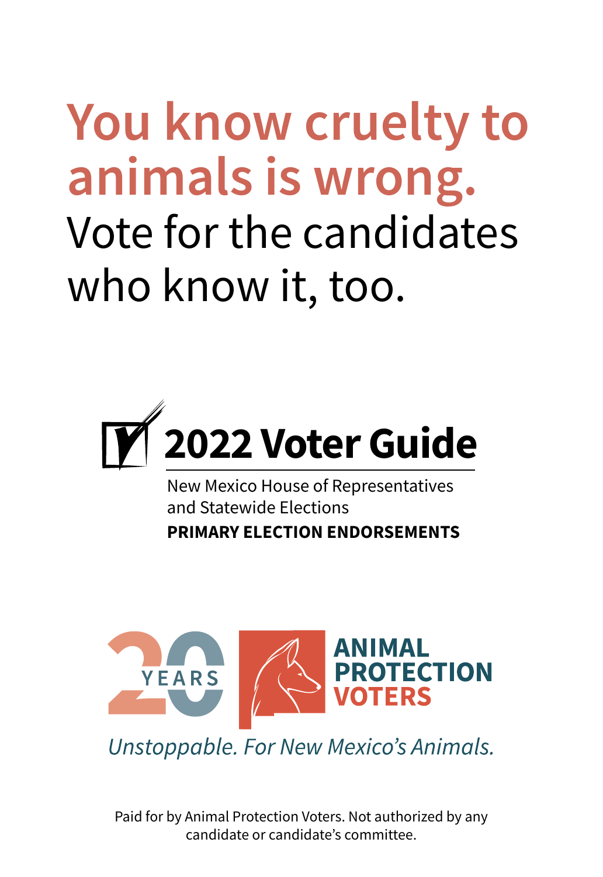# You know cruelty to animals is wrong.

Vote for the candidates who know it, too.

## 2022 Voter Guide

New Mexico House of Representatives and Statewide Elections

**PRIMARY ELECTION ENDORSEMENTS**

20 YEARS

**ANIMAL PROTECTION VOTERS**

*Unstoppable. For New Mexico's Animals.*

Paid for by Animal Protection Voters. Not authorized by any candidate or candidate's committee.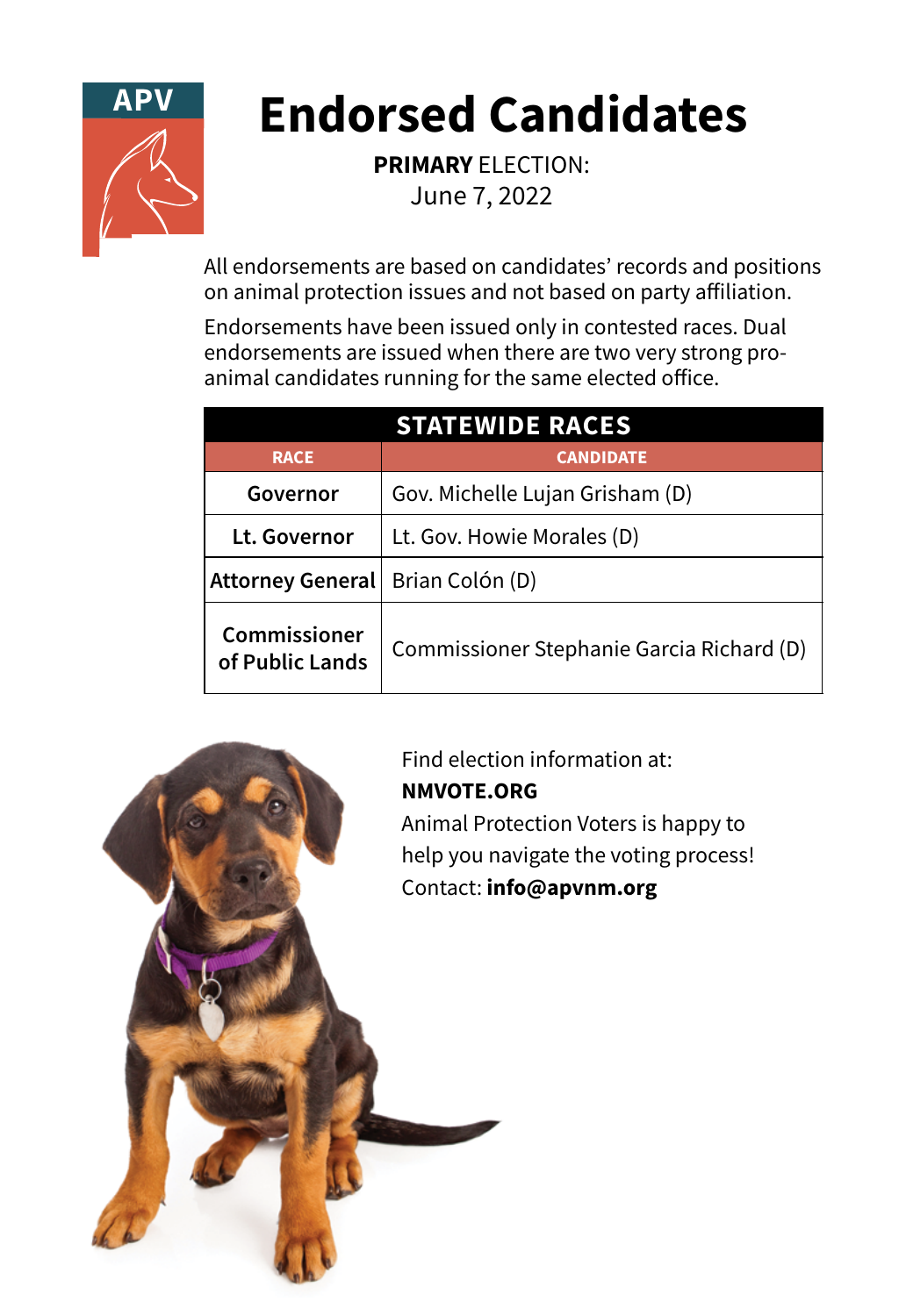# Endorsed Candidates

**PRIMARY** ELECTION:
June 7, 2022

All endorsements are based on candidates' records and positions on animal protection issues and not based on party affiliation.

Endorsements have been issued only in contested races. Dual endorsements are issued when there are two very strong pro-animal candidates running for the same elected office.

| STATEWIDE RACES | |
|---|---|
| **RACE** | **CANDIDATE** |
| **Governor** | Gov. Michelle Lujan Grisham (D) |
| **Lt. Governor** | Lt. Gov. Howie Morales (D) |
| **Attorney General** | Brian Colón (D) |
| **Commissioner of Public Lands** | Commissioner Stephanie Garcia Richard (D) |

Find election information at:
**NMVOTE.ORG**
Animal Protection Voters is happy to help you navigate the voting process!
Contact: **info@apvnm.org**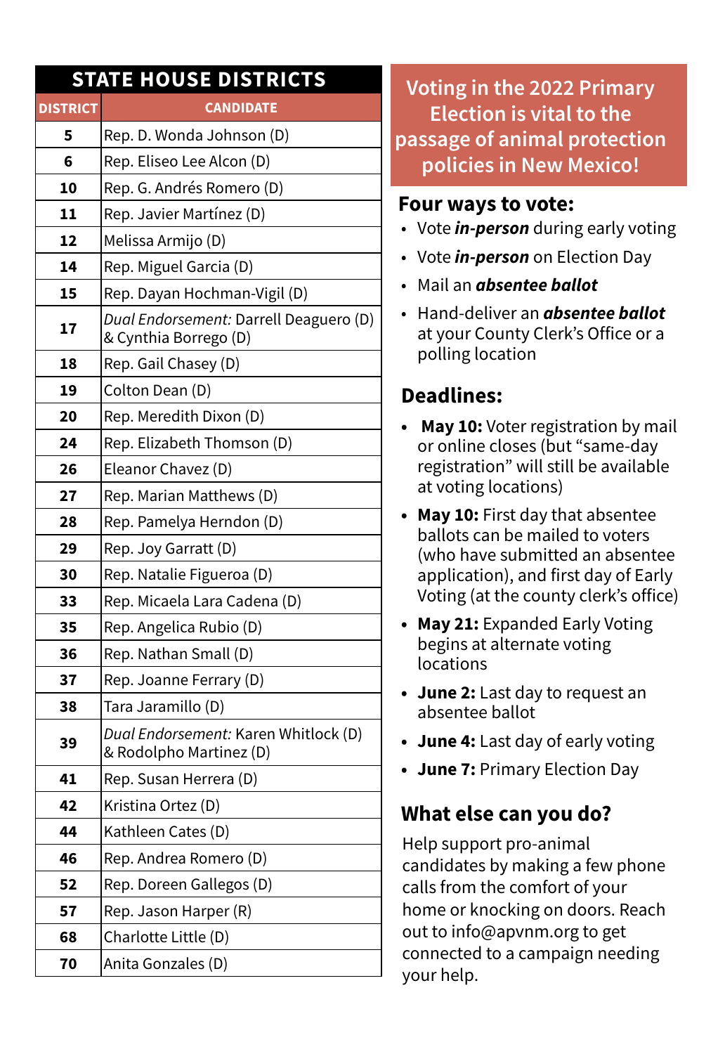| STATE HOUSE DISTRICTS | |
|---|---|
| DISTRICT | CANDIDATE |
| 5 | Rep. D. Wonda Johnson (D) |
| 6 | Rep. Eliseo Lee Alcon (D) |
| 10 | Rep. G. Andrés Romero (D) |
| 11 | Rep. Javier Martínez (D) |
| 12 | Melissa Armijo (D) |
| 14 | Rep. Miguel Garcia (D) |
| 15 | Rep. Dayan Hochman-Vigil (D) |
| 17 | *Dual Endorsement:* Darrell Deaguero (D) & Cynthia Borrego (D) |
| 18 | Rep. Gail Chasey (D) |
| 19 | Colton Dean (D) |
| 20 | Rep. Meredith Dixon (D) |
| 24 | Rep. Elizabeth Thomson (D) |
| 26 | Eleanor Chavez (D) |
| 27 | Rep. Marian Matthews (D) |
| 28 | Rep. Pamelya Herndon (D) |
| 29 | Rep. Joy Garratt (D) |
| 30 | Rep. Natalie Figueroa (D) |
| 33 | Rep. Micaela Lara Cadena (D) |
| 35 | Rep. Angelica Rubio (D) |
| 36 | Rep. Nathan Small (D) |
| 37 | Rep. Joanne Ferrary (D) |
| 38 | Tara Jaramillo (D) |
| 39 | *Dual Endorsement:* Karen Whitlock (D) & Rodolpho Martinez (D) |
| 41 | Rep. Susan Herrera (D) |
| 42 | Kristina Ortez (D) |
| 44 | Kathleen Cates (D) |
| 46 | Rep. Andrea Romero (D) |
| 52 | Rep. Doreen Gallegos (D) |
| 57 | Rep. Jason Harper (R) |
| 68 | Charlotte Little (D) |
| 70 | Anita Gonzales (D) |

**Voting in the 2022 Primary Election is vital to the passage of animal protection policies in New Mexico!**

## Four ways to vote:

- Vote ***in-person*** during early voting
- Vote ***in-person*** on Election Day
- Mail an ***absentee ballot***
- Hand-deliver an ***absentee ballot*** at your County Clerk's Office or a polling location

## Deadlines:

- **May 10:** Voter registration by mail or online closes (but "same-day registration" will still be available at voting locations)
- **May 10:** First day that absentee ballots can be mailed to voters (who have submitted an absentee application), and first day of Early Voting (at the county clerk's office)
- **May 21:** Expanded Early Voting begins at alternate voting locations
- **June 2:** Last day to request an absentee ballot
- **June 4:** Last day of early voting
- **June 7:** Primary Election Day

## What else can you do?

Help support pro-animal candidates by making a few phone calls from the comfort of your home or knocking on doors. Reach out to info@apvnm.org to get connected to a campaign needing your help.